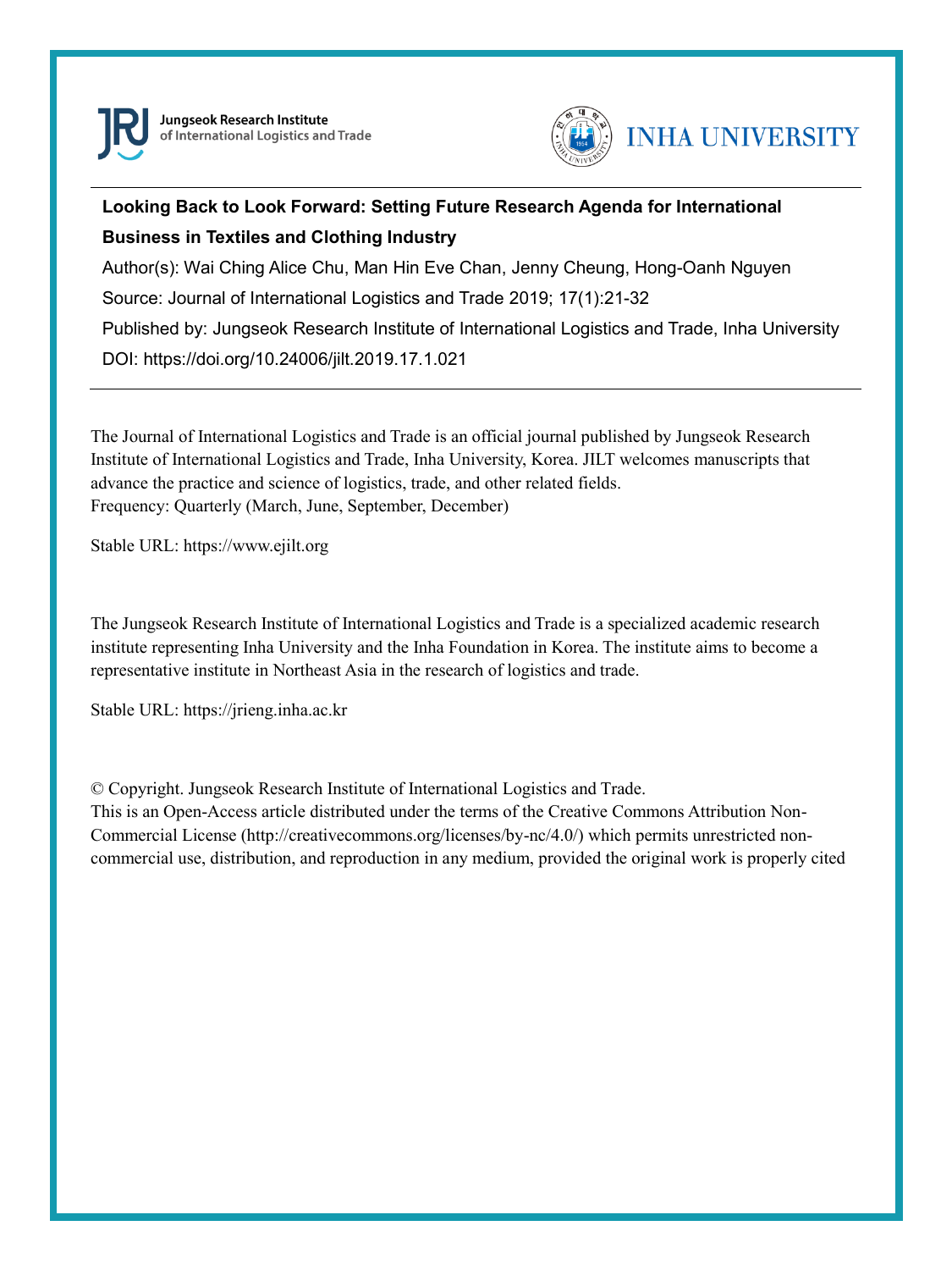Jungseok Research Institute
of International Logistics and Trade

INHA UNIVERSITY

---

**Looking Back to Look Forward: Setting Future Research Agenda for International Business in Textiles and Clothing Industry**

Author(s): Wai Ching Alice Chu, Man Hin Eve Chan, Jenny Cheung, Hong-Oanh Nguyen

Source: Journal of International Logistics and Trade 2019; 17(1):21-32

Published by: Jungseok Research Institute of International Logistics and Trade, Inha University

DOI: https://doi.org/10.24006/jilt.2019.17.1.021

---

The Journal of International Logistics and Trade is an official journal published by Jungseok Research Institute of International Logistics and Trade, Inha University, Korea. JILT welcomes manuscripts that advance the practice and science of logistics, trade, and other related fields.
Frequency: Quarterly (March, June, September, December)

Stable URL: https://www.ejilt.org

The Jungseok Research Institute of International Logistics and Trade is a specialized academic research institute representing Inha University and the Inha Foundation in Korea. The institute aims to become a representative institute in Northeast Asia in the research of logistics and trade.

Stable URL: https://jrieng.inha.ac.kr

© Copyright. Jungseok Research Institute of International Logistics and Trade.
This is an Open-Access article distributed under the terms of the Creative Commons Attribution Non-Commercial License (http://creativecommons.org/licenses/by-nc/4.0/) which permits unrestricted non-commercial use, distribution, and reproduction in any medium, provided the original work is properly cited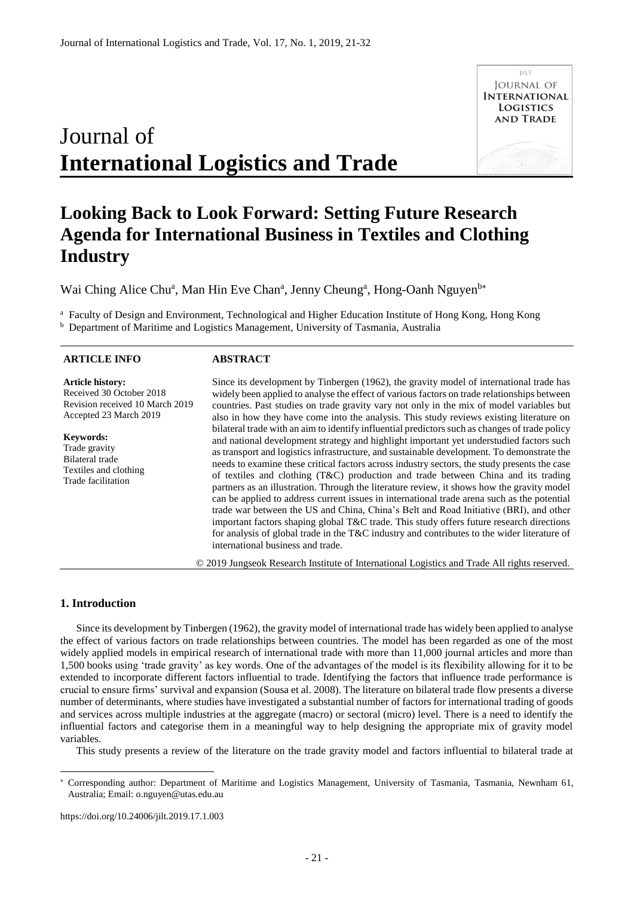# Journal of International Logistics and Trade

# Looking Back to Look Forward: Setting Future Research Agenda for International Business in Textiles and Clothing Industry

Wai Ching Alice Chu[a], Man Hin Eve Chan[a], Jenny Cheung[a], Hong-Oanh Nguyen[b*]

[a] Faculty of Design and Environment, Technological and Higher Education Institute of Hong Kong, Hong Kong
[b] Department of Maritime and Logistics Management, University of Tasmania, Australia

**ARTICLE INFO**

**Article history:**
Received 30 October 2018
Revision received 10 March 2019
Accepted 23 March 2019

**Keywords:**
Trade gravity
Bilateral trade
Textiles and clothing
Trade facilitation

**ABSTRACT**

Since its development by Tinbergen (1962), the gravity model of international trade has widely been applied to analyse the effect of various factors on trade relationships between countries. Past studies on trade gravity vary not only in the mix of model variables but also in how they have come into the analysis. This study reviews existing literature on bilateral trade with an aim to identify influential predictors such as changes of trade policy and national development strategy and highlight important yet understudied factors such as transport and logistics infrastructure, and sustainable development. To demonstrate the needs to examine these critical factors across industry sectors, the study presents the case of textiles and clothing (T&C) production and trade between China and its trading partners as an illustration. Through the literature review, it shows how the gravity model can be applied to address current issues in international trade arena such as the potential trade war between the US and China, China's Belt and Road Initiative (BRI), and other important factors shaping global T&C trade. This study offers future research directions for analysis of global trade in the T&C industry and contributes to the wider literature of international business and trade.

© 2019 Jungseok Research Institute of International Logistics and Trade All rights reserved.

## 1. Introduction

Since its development by Tinbergen (1962), the gravity model of international trade has widely been applied to analyse the effect of various factors on trade relationships between countries. The model has been regarded as one of the most widely applied models in empirical research of international trade with more than 11,000 journal articles and more than 1,500 books using 'trade gravity' as key words. One of the advantages of the model is its flexibility allowing for it to be extended to incorporate different factors influential to trade. Identifying the factors that influence trade performance is crucial to ensure firms' survival and expansion (Sousa et al. 2008). The literature on bilateral trade flow presents a diverse number of determinants, where studies have investigated a substantial number of factors for international trading of goods and services across multiple industries at the aggregate (macro) or sectoral (micro) level. There is a need to identify the influential factors and categorise them in a meaningful way to help designing the appropriate mix of gravity model variables.

This study presents a review of the literature on the trade gravity model and factors influential to bilateral trade at

* Corresponding author: Department of Maritime and Logistics Management, University of Tasmania, Tasmania, Newnham 61, Australia; Email: o.nguyen@utas.edu.au

https://doi.org/10.24006/jilt.2019.17.1.003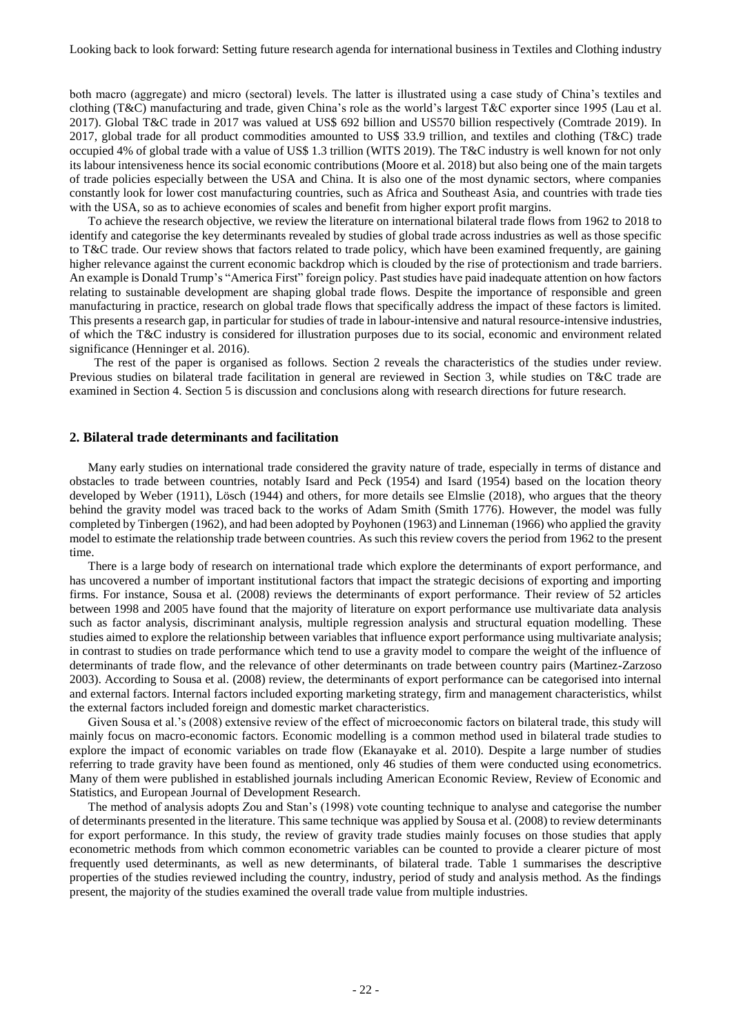both macro (aggregate) and micro (sectoral) levels. The latter is illustrated using a case study of China's textiles and clothing (T&C) manufacturing and trade, given China's role as the world's largest T&C exporter since 1995 (Lau et al. 2017). Global T&C trade in 2017 was valued at US$ 692 billion and US570 billion respectively (Comtrade 2019). In 2017, global trade for all product commodities amounted to US$ 33.9 trillion, and textiles and clothing (T&C) trade occupied 4% of global trade with a value of US$ 1.3 trillion (WITS 2019). The T&C industry is well known for not only its labour intensiveness hence its social economic contributions (Moore et al. 2018) but also being one of the main targets of trade policies especially between the USA and China. It is also one of the most dynamic sectors, where companies constantly look for lower cost manufacturing countries, such as Africa and Southeast Asia, and countries with trade ties with the USA, so as to achieve economies of scales and benefit from higher export profit margins.

To achieve the research objective, we review the literature on international bilateral trade flows from 1962 to 2018 to identify and categorise the key determinants revealed by studies of global trade across industries as well as those specific to T&C trade. Our review shows that factors related to trade policy, which have been examined frequently, are gaining higher relevance against the current economic backdrop which is clouded by the rise of protectionism and trade barriers. An example is Donald Trump's "America First" foreign policy. Past studies have paid inadequate attention on how factors relating to sustainable development are shaping global trade flows. Despite the importance of responsible and green manufacturing in practice, research on global trade flows that specifically address the impact of these factors is limited. This presents a research gap, in particular for studies of trade in labour-intensive and natural resource-intensive industries, of which the T&C industry is considered for illustration purposes due to its social, economic and environment related significance (Henninger et al. 2016).

The rest of the paper is organised as follows. Section 2 reveals the characteristics of the studies under review. Previous studies on bilateral trade facilitation in general are reviewed in Section 3, while studies on T&C trade are examined in Section 4. Section 5 is discussion and conclusions along with research directions for future research.

## 2. Bilateral trade determinants and facilitation

Many early studies on international trade considered the gravity nature of trade, especially in terms of distance and obstacles to trade between countries, notably Isard and Peck (1954) and Isard (1954) based on the location theory developed by Weber (1911), Lösch (1944) and others, for more details see Elmslie (2018), who argues that the theory behind the gravity model was traced back to the works of Adam Smith (Smith 1776). However, the model was fully completed by Tinbergen (1962), and had been adopted by Poyhonen (1963) and Linneman (1966) who applied the gravity model to estimate the relationship trade between countries. As such this review covers the period from 1962 to the present time.

There is a large body of research on international trade which explore the determinants of export performance, and has uncovered a number of important institutional factors that impact the strategic decisions of exporting and importing firms. For instance, Sousa et al. (2008) reviews the determinants of export performance. Their review of 52 articles between 1998 and 2005 have found that the majority of literature on export performance use multivariate data analysis such as factor analysis, discriminant analysis, multiple regression analysis and structural equation modelling. These studies aimed to explore the relationship between variables that influence export performance using multivariate analysis; in contrast to studies on trade performance which tend to use a gravity model to compare the weight of the influence of determinants of trade flow, and the relevance of other determinants on trade between country pairs (Martinez-Zarzoso 2003). According to Sousa et al. (2008) review, the determinants of export performance can be categorised into internal and external factors. Internal factors included exporting marketing strategy, firm and management characteristics, whilst the external factors included foreign and domestic market characteristics.

Given Sousa et al.'s (2008) extensive review of the effect of microeconomic factors on bilateral trade, this study will mainly focus on macro-economic factors. Economic modelling is a common method used in bilateral trade studies to explore the impact of economic variables on trade flow (Ekanayake et al. 2010). Despite a large number of studies referring to trade gravity have been found as mentioned, only 46 studies of them were conducted using econometrics. Many of them were published in established journals including American Economic Review, Review of Economic and Statistics, and European Journal of Development Research.

The method of analysis adopts Zou and Stan's (1998) vote counting technique to analyse and categorise the number of determinants presented in the literature. This same technique was applied by Sousa et al. (2008) to review determinants for export performance. In this study, the review of gravity trade studies mainly focuses on those studies that apply econometric methods from which common econometric variables can be counted to provide a clearer picture of most frequently used determinants, as well as new determinants, of bilateral trade. Table 1 summarises the descriptive properties of the studies reviewed including the country, industry, period of study and analysis method. As the findings present, the majority of the studies examined the overall trade value from multiple industries.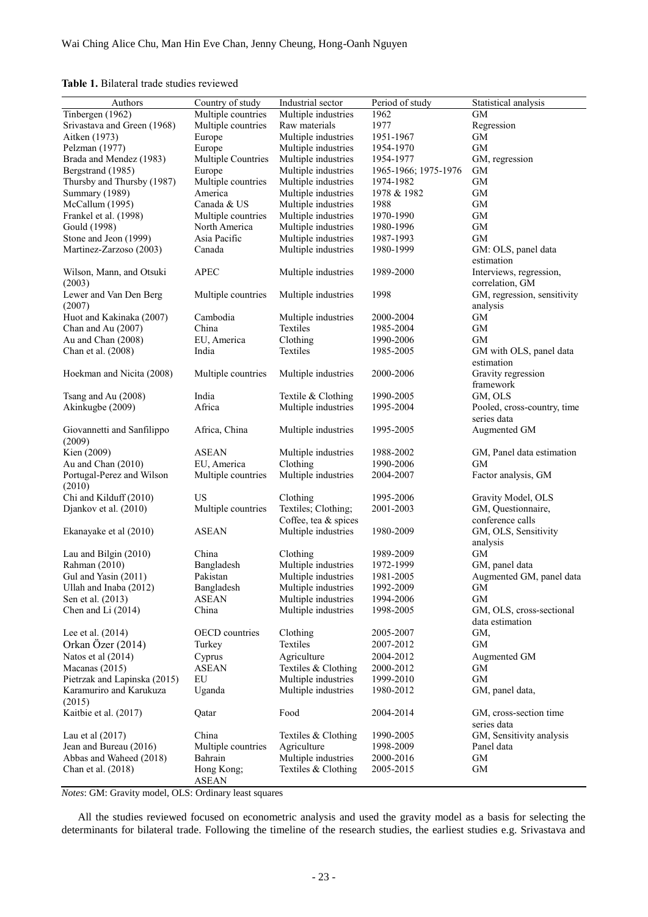**Table 1.** Bilateral trade studies reviewed

| Authors | Country of study | Industrial sector | Period of study | Statistical analysis |
|---|---|---|---|---|
| Tinbergen (1962) | Multiple countries | Multiple industries | 1962 | GM |
| Srivastava and Green (1968) | Multiple countries | Raw materials | 1977 | Regression |
| Aitken (1973) | Europe | Multiple industries | 1951-1967 | GM |
| Pelzman (1977) | Europe | Multiple industries | 1954-1970 | GM |
| Brada and Mendez (1983) | Multiple Countries | Multiple industries | 1954-1977 | GM, regression |
| Bergstrand (1985) | Europe | Multiple industries | 1965-1966; 1975-1976 | GM |
| Thursby and Thursby (1987) | Multiple countries | Multiple industries | 1974-1982 | GM |
| Summary (1989) | America | Multiple industries | 1978 & 1982 | GM |
| McCallum (1995) | Canada & US | Multiple industries | 1988 | GM |
| Frankel et al. (1998) | Multiple countries | Multiple industries | 1970-1990 | GM |
| Gould (1998) | North America | Multiple industries | 1980-1996 | GM |
| Stone and Jeon (1999) | Asia Pacific | Multiple industries | 1987-1993 | GM |
| Martinez-Zarzoso (2003) | Canada | Multiple industries | 1980-1999 | GM: OLS, panel data estimation |
| Wilson, Mann, and Otsuki (2003) | APEC | Multiple industries | 1989-2000 | Interviews, regression, correlation, GM |
| Lewer and Van Den Berg (2007) | Multiple countries | Multiple industries | 1998 | GM, regression, sensitivity analysis |
| Huot and Kakinaka (2007) | Cambodia | Multiple industries | 2000-2004 | GM |
| Chan and Au (2007) | China | Textiles | 1985-2004 | GM |
| Au and Chan (2008) | EU, America | Clothing | 1990-2006 | GM |
| Chan et al. (2008) | India | Textiles | 1985-2005 | GM with OLS, panel data estimation |
| Hoekman and Nicita (2008) | Multiple countries | Multiple industries | 2000-2006 | Gravity regression framework |
| Tsang and Au (2008) | India | Textile & Clothing | 1990-2005 | GM, OLS |
| Akinkugbe (2009) | Africa | Multiple industries | 1995-2004 | Pooled, cross-country, time series data |
| Giovannetti and Sanfilippo (2009) | Africa, China | Multiple industries | 1995-2005 | Augmented GM |
| Kien (2009) | ASEAN | Multiple industries | 1988-2002 | GM, Panel data estimation |
| Au and Chan (2010) | EU, America | Clothing | 1990-2006 | GM |
| Portugal-Perez and Wilson (2010) | Multiple countries | Multiple industries | 2004-2007 | Factor analysis, GM |
| Chi and Kilduff (2010) | US | Clothing | 1995-2006 | Gravity Model, OLS |
| Djankov et al. (2010) | Multiple countries | Textiles; Clothing; Coffee, tea & spices | 2001-2003 | GM, Questionnaire, conference calls |
| Ekanayake et al (2010) | ASEAN | Multiple industries | 1980-2009 | GM, OLS, Sensitivity analysis |
| Lau and Bilgin (2010) | China | Clothing | 1989-2009 | GM |
| Rahman (2010) | Bangladesh | Multiple industries | 1972-1999 | GM, panel data |
| Gul and Yasin (2011) | Pakistan | Multiple industries | 1981-2005 | Augmented GM, panel data |
| Ullah and Inaba (2012) | Bangladesh | Multiple industries | 1992-2009 | GM |
| Sen et al. (2013) | ASEAN | Multiple industries | 1994-2006 | GM |
| Chen and Li (2014) | China | Multiple industries | 1998-2005 | GM, OLS, cross-sectional data estimation |
| Lee et al. (2014) | OECD countries | Clothing | 2005-2007 | GM, |
| Orkan Özer (2014) | Turkey | Textiles | 2007-2012 | GM |
| Natos et al (2014) | Cyprus | Agriculture | 2004-2012 | Augmented GM |
| Macanas (2015) | ASEAN | Textiles & Clothing | 2000-2012 | GM |
| Pietrzak and Lapinska (2015) | EU | Multiple industries | 1999-2010 | GM |
| Karamuriro and Karukuza (2015) | Uganda | Multiple industries | 1980-2012 | GM, panel data, |
| Kaitbie et al. (2017) | Qatar | Food | 2004-2014 | GM, cross-section time series data |
| Lau et al (2017) | China | Textiles & Clothing | 1990-2005 | GM, Sensitivity analysis |
| Jean and Bureau (2016) | Multiple countries | Agriculture | 1998-2009 | Panel data |
| Abbas and Waheed (2018) | Bahrain | Multiple industries | 2000-2016 | GM |
| Chan et al. (2018) | Hong Kong; ASEAN | Textiles & Clothing | 2005-2015 | GM |

*Notes*: GM: Gravity model, OLS: Ordinary least squares

All the studies reviewed focused on econometric analysis and used the gravity model as a basis for selecting the determinants for bilateral trade. Following the timeline of the research studies, the earliest studies e.g. Srivastava and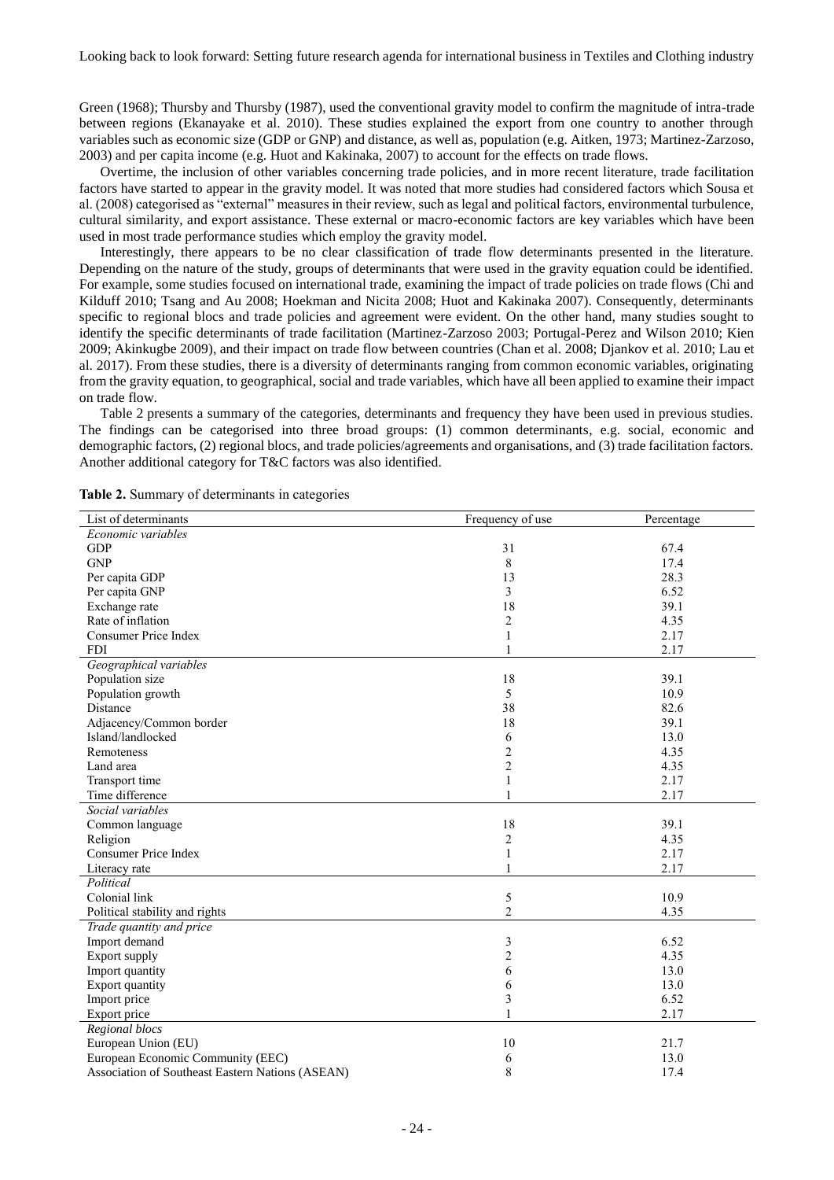Green (1968); Thursby and Thursby (1987), used the conventional gravity model to confirm the magnitude of intra-trade between regions (Ekanayake et al. 2010). These studies explained the export from one country to another through variables such as economic size (GDP or GNP) and distance, as well as, population (e.g. Aitken, 1973; Martinez-Zarzoso, 2003) and per capita income (e.g. Huot and Kakinaka, 2007) to account for the effects on trade flows.

Overtime, the inclusion of other variables concerning trade policies, and in more recent literature, trade facilitation factors have started to appear in the gravity model. It was noted that more studies had considered factors which Sousa et al. (2008) categorised as "external" measures in their review, such as legal and political factors, environmental turbulence, cultural similarity, and export assistance. These external or macro-economic factors are key variables which have been used in most trade performance studies which employ the gravity model.

Interestingly, there appears to be no clear classification of trade flow determinants presented in the literature. Depending on the nature of the study, groups of determinants that were used in the gravity equation could be identified. For example, some studies focused on international trade, examining the impact of trade policies on trade flows (Chi and Kilduff 2010; Tsang and Au 2008; Hoekman and Nicita 2008; Huot and Kakinaka 2007). Consequently, determinants specific to regional blocs and trade policies and agreement were evident. On the other hand, many studies sought to identify the specific determinants of trade facilitation (Martinez-Zarzoso 2003; Portugal-Perez and Wilson 2010; Kien 2009; Akinkugbe 2009), and their impact on trade flow between countries (Chan et al. 2008; Djankov et al. 2010; Lau et al. 2017). From these studies, there is a diversity of determinants ranging from common economic variables, originating from the gravity equation, to geographical, social and trade variables, which have all been applied to examine their impact on trade flow.

Table 2 presents a summary of the categories, determinants and frequency they have been used in previous studies. The findings can be categorised into three broad groups: (1) common determinants, e.g. social, economic and demographic factors, (2) regional blocs, and trade policies/agreements and organisations, and (3) trade facilitation factors. Another additional category for T&C factors was also identified.

**Table 2.** Summary of determinants in categories

| List of determinants | Frequency of use | Percentage |
|---|---|---|
| *Economic variables* | | |
| GDP | 31 | 67.4 |
| GNP | 8 | 17.4 |
| Per capita GDP | 13 | 28.3 |
| Per capita GNP | 3 | 6.52 |
| Exchange rate | 18 | 39.1 |
| Rate of inflation | 2 | 4.35 |
| Consumer Price Index | 1 | 2.17 |
| FDI | 1 | 2.17 |
| *Geographical variables* | | |
| Population size | 18 | 39.1 |
| Population growth | 5 | 10.9 |
| Distance | 38 | 82.6 |
| Adjacency/Common border | 18 | 39.1 |
| Island/landlocked | 6 | 13.0 |
| Remoteness | 2 | 4.35 |
| Land area | 2 | 4.35 |
| Transport time | 1 | 2.17 |
| Time difference | 1 | 2.17 |
| *Social variables* | | |
| Common language | 18 | 39.1 |
| Religion | 2 | 4.35 |
| Consumer Price Index | 1 | 2.17 |
| Literacy rate | 1 | 2.17 |
| *Political* | | |
| Colonial link | 5 | 10.9 |
| Political stability and rights | 2 | 4.35 |
| *Trade quantity and price* | | |
| Import demand | 3 | 6.52 |
| Export supply | 2 | 4.35 |
| Import quantity | 6 | 13.0 |
| Export quantity | 6 | 13.0 |
| Import price | 3 | 6.52 |
| Export price | 1 | 2.17 |
| *Regional blocs* | | |
| European Union (EU) | 10 | 21.7 |
| European Economic Community (EEC) | 6 | 13.0 |
| Association of Southeast Eastern Nations (ASEAN) | 8 | 17.4 |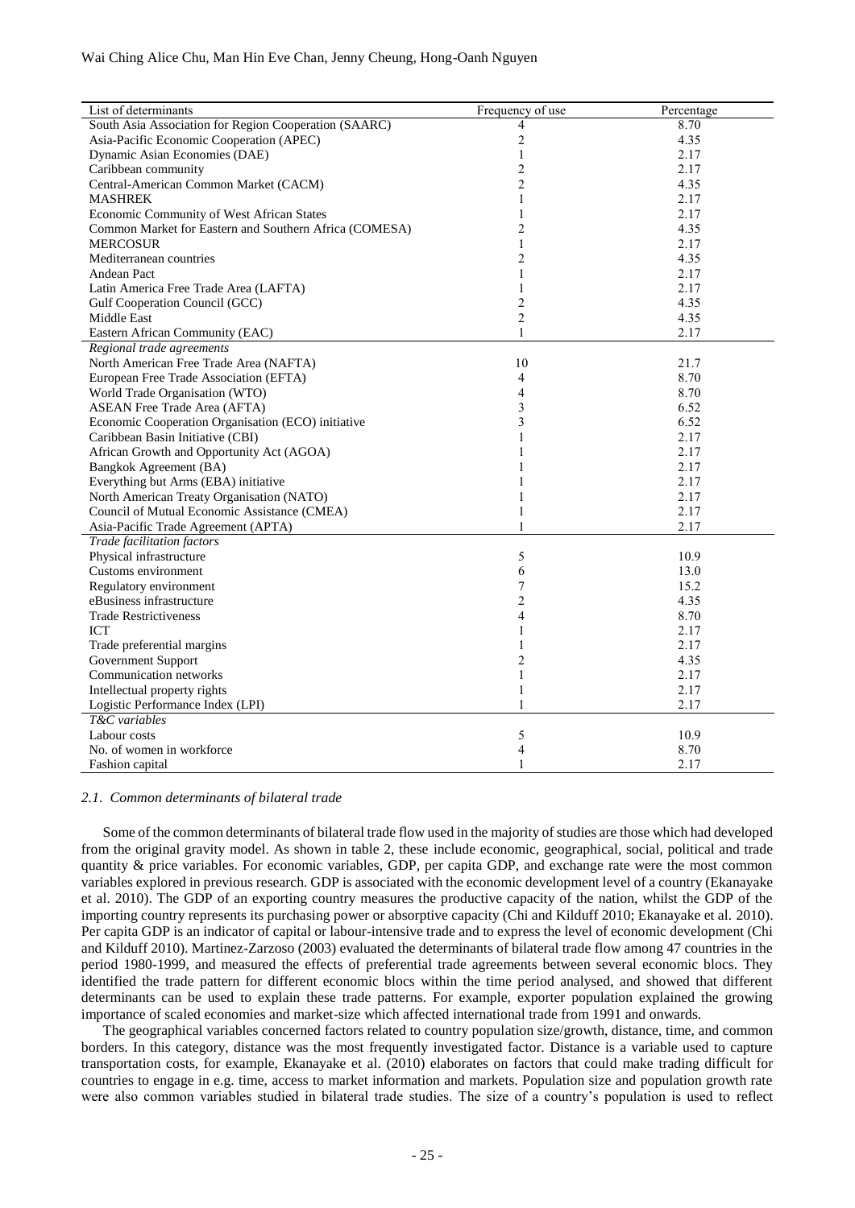| List of determinants | Frequency of use | Percentage |
|---|---|---|
| South Asia Association for Region Cooperation (SAARC) | 4 | 8.70 |
| Asia-Pacific Economic Cooperation (APEC) | 2 | 4.35 |
| Dynamic Asian Economies (DAE) | 1 | 2.17 |
| Caribbean community | 2 | 2.17 |
| Central-American Common Market (CACM) | 2 | 4.35 |
| MASHREK | 1 | 2.17 |
| Economic Community of West African States | 1 | 2.17 |
| Common Market for Eastern and Southern Africa (COMESA) | 2 | 4.35 |
| MERCOSUR | 1 | 2.17 |
| Mediterranean countries | 2 | 4.35 |
| Andean Pact | 1 | 2.17 |
| Latin America Free Trade Area (LAFTA) | 1 | 2.17 |
| Gulf Cooperation Council (GCC) | 2 | 4.35 |
| Middle East | 2 | 4.35 |
| Eastern African Community (EAC) | 1 | 2.17 |
| *Regional trade agreements* | | |
| North American Free Trade Area (NAFTA) | 10 | 21.7 |
| European Free Trade Association (EFTA) | 4 | 8.70 |
| World Trade Organisation (WTO) | 4 | 8.70 |
| ASEAN Free Trade Area (AFTA) | 3 | 6.52 |
| Economic Cooperation Organisation (ECO) initiative | 3 | 6.52 |
| Caribbean Basin Initiative (CBI) | 1 | 2.17 |
| African Growth and Opportunity Act (AGOA) | 1 | 2.17 |
| Bangkok Agreement (BA) | 1 | 2.17 |
| Everything but Arms (EBA) initiative | 1 | 2.17 |
| North American Treaty Organisation (NATO) | 1 | 2.17 |
| Council of Mutual Economic Assistance (CMEA) | 1 | 2.17 |
| Asia-Pacific Trade Agreement (APTA) | 1 | 2.17 |
| *Trade facilitation factors* | | |
| Physical infrastructure | 5 | 10.9 |
| Customs environment | 6 | 13.0 |
| Regulatory environment | 7 | 15.2 |
| eBusiness infrastructure | 2 | 4.35 |
| Trade Restrictiveness | 4 | 8.70 |
| ICT | 1 | 2.17 |
| Trade preferential margins | 1 | 2.17 |
| Government Support | 2 | 4.35 |
| Communication networks | 1 | 2.17 |
| Intellectual property rights | 1 | 2.17 |
| Logistic Performance Index (LPI) | 1 | 2.17 |
| *T&C variables* | | |
| Labour costs | 5 | 10.9 |
| No. of women in workforce | 4 | 8.70 |
| Fashion capital | 1 | 2.17 |

### *2.1. Common determinants of bilateral trade*

Some of the common determinants of bilateral trade flow used in the majority of studies are those which had developed from the original gravity model. As shown in table 2, these include economic, geographical, social, political and trade quantity & price variables. For economic variables, GDP, per capita GDP, and exchange rate were the most common variables explored in previous research. GDP is associated with the economic development level of a country (Ekanayake et al. 2010). The GDP of an exporting country measures the productive capacity of the nation, whilst the GDP of the importing country represents its purchasing power or absorptive capacity (Chi and Kilduff 2010; Ekanayake et al. 2010). Per capita GDP is an indicator of capital or labour-intensive trade and to express the level of economic development (Chi and Kilduff 2010). Martinez-Zarzoso (2003) evaluated the determinants of bilateral trade flow among 47 countries in the period 1980-1999, and measured the effects of preferential trade agreements between several economic blocs. They identified the trade pattern for different economic blocs within the time period analysed, and showed that different determinants can be used to explain these trade patterns. For example, exporter population explained the growing importance of scaled economies and market-size which affected international trade from 1991 and onwards.

The geographical variables concerned factors related to country population size/growth, distance, time, and common borders. In this category, distance was the most frequently investigated factor. Distance is a variable used to capture transportation costs, for example, Ekanayake et al. (2010) elaborates on factors that could make trading difficult for countries to engage in e.g. time, access to market information and markets. Population size and population growth rate were also common variables studied in bilateral trade studies. The size of a country's population is used to reflect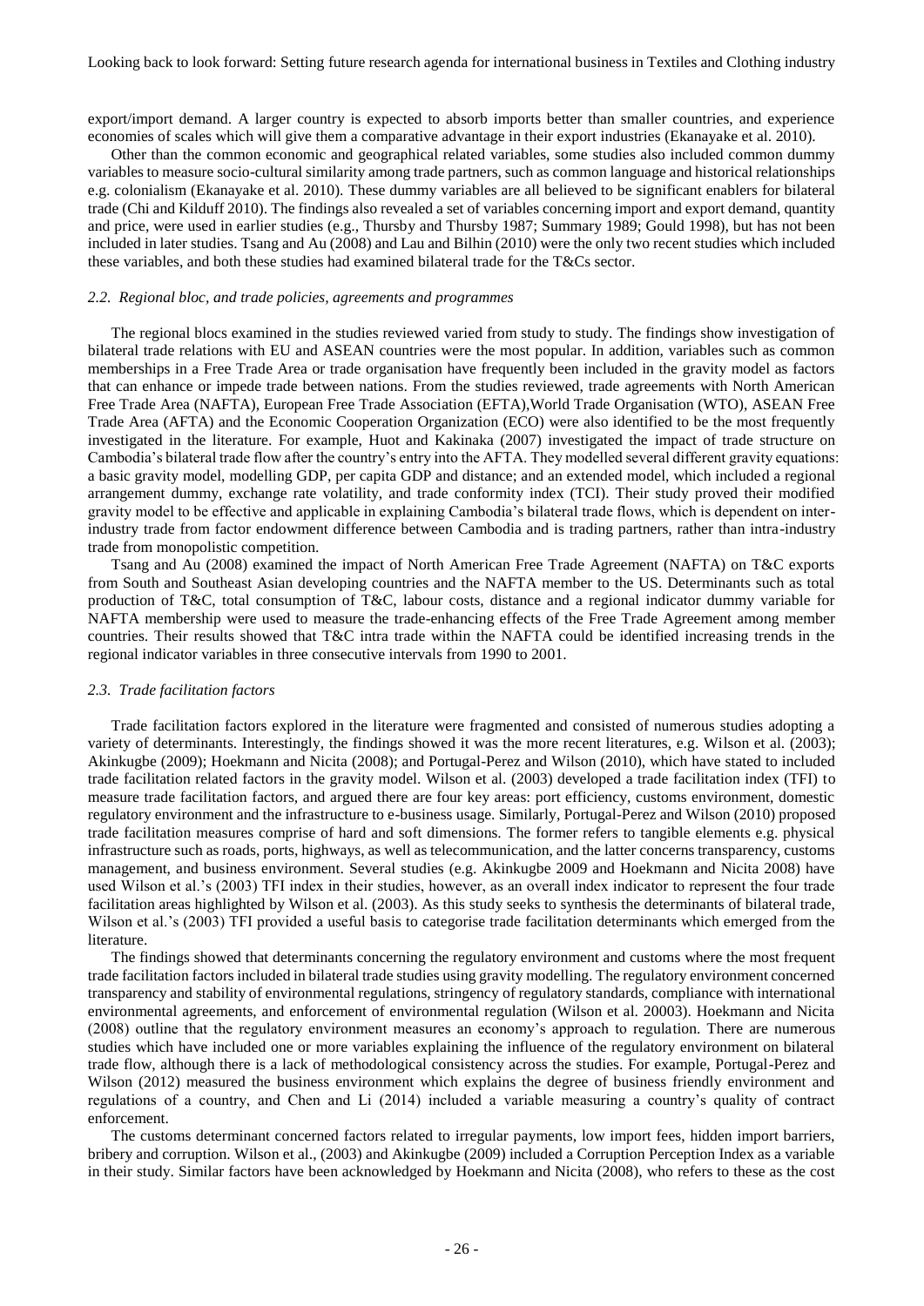export/import demand. A larger country is expected to absorb imports better than smaller countries, and experience economies of scales which will give them a comparative advantage in their export industries (Ekanayake et al. 2010).

Other than the common economic and geographical related variables, some studies also included common dummy variables to measure socio-cultural similarity among trade partners, such as common language and historical relationships e.g. colonialism (Ekanayake et al. 2010). These dummy variables are all believed to be significant enablers for bilateral trade (Chi and Kilduff 2010). The findings also revealed a set of variables concerning import and export demand, quantity and price, were used in earlier studies (e.g., Thursby and Thursby 1987; Summary 1989; Gould 1998), but has not been included in later studies. Tsang and Au (2008) and Lau and Bilhin (2010) were the only two recent studies which included these variables, and both these studies had examined bilateral trade for the T&Cs sector.

### *2.2. Regional bloc, and trade policies, agreements and programmes*

The regional blocs examined in the studies reviewed varied from study to study. The findings show investigation of bilateral trade relations with EU and ASEAN countries were the most popular. In addition, variables such as common memberships in a Free Trade Area or trade organisation have frequently been included in the gravity model as factors that can enhance or impede trade between nations. From the studies reviewed, trade agreements with North American Free Trade Area (NAFTA), European Free Trade Association (EFTA),World Trade Organisation (WTO), ASEAN Free Trade Area (AFTA) and the Economic Cooperation Organization (ECO) were also identified to be the most frequently investigated in the literature. For example, Huot and Kakinaka (2007) investigated the impact of trade structure on Cambodia's bilateral trade flow after the country's entry into the AFTA. They modelled several different gravity equations: a basic gravity model, modelling GDP, per capita GDP and distance; and an extended model, which included a regional arrangement dummy, exchange rate volatility, and trade conformity index (TCI). Their study proved their modified gravity model to be effective and applicable in explaining Cambodia's bilateral trade flows, which is dependent on inter-industry trade from factor endowment difference between Cambodia and is trading partners, rather than intra-industry trade from monopolistic competition.

Tsang and Au (2008) examined the impact of North American Free Trade Agreement (NAFTA) on T&C exports from South and Southeast Asian developing countries and the NAFTA member to the US. Determinants such as total production of T&C, total consumption of T&C, labour costs, distance and a regional indicator dummy variable for NAFTA membership were used to measure the trade-enhancing effects of the Free Trade Agreement among member countries. Their results showed that T&C intra trade within the NAFTA could be identified increasing trends in the regional indicator variables in three consecutive intervals from 1990 to 2001.

### *2.3. Trade facilitation factors*

Trade facilitation factors explored in the literature were fragmented and consisted of numerous studies adopting a variety of determinants. Interestingly, the findings showed it was the more recent literatures, e.g. Wilson et al. (2003); Akinkugbe (2009); Hoekmann and Nicita (2008); and Portugal-Perez and Wilson (2010), which have stated to included trade facilitation related factors in the gravity model. Wilson et al. (2003) developed a trade facilitation index (TFI) to measure trade facilitation factors, and argued there are four key areas: port efficiency, customs environment, domestic regulatory environment and the infrastructure to e-business usage. Similarly, Portugal-Perez and Wilson (2010) proposed trade facilitation measures comprise of hard and soft dimensions. The former refers to tangible elements e.g. physical infrastructure such as roads, ports, highways, as well as telecommunication, and the latter concerns transparency, customs management, and business environment. Several studies (e.g. Akinkugbe 2009 and Hoekmann and Nicita 2008) have used Wilson et al.'s (2003) TFI index in their studies, however, as an overall index indicator to represent the four trade facilitation areas highlighted by Wilson et al. (2003). As this study seeks to synthesis the determinants of bilateral trade, Wilson et al.'s (2003) TFI provided a useful basis to categorise trade facilitation determinants which emerged from the literature.

The findings showed that determinants concerning the regulatory environment and customs where the most frequent trade facilitation factors included in bilateral trade studies using gravity modelling. The regulatory environment concerned transparency and stability of environmental regulations, stringency of regulatory standards, compliance with international environmental agreements, and enforcement of environmental regulation (Wilson et al. 20003). Hoekmann and Nicita (2008) outline that the regulatory environment measures an economy's approach to regulation. There are numerous studies which have included one or more variables explaining the influence of the regulatory environment on bilateral trade flow, although there is a lack of methodological consistency across the studies. For example, Portugal-Perez and Wilson (2012) measured the business environment which explains the degree of business friendly environment and regulations of a country, and Chen and Li (2014) included a variable measuring a country's quality of contract enforcement.

The customs determinant concerned factors related to irregular payments, low import fees, hidden import barriers, bribery and corruption. Wilson et al., (2003) and Akinkugbe (2009) included a Corruption Perception Index as a variable in their study. Similar factors have been acknowledged by Hoekmann and Nicita (2008), who refers to these as the cost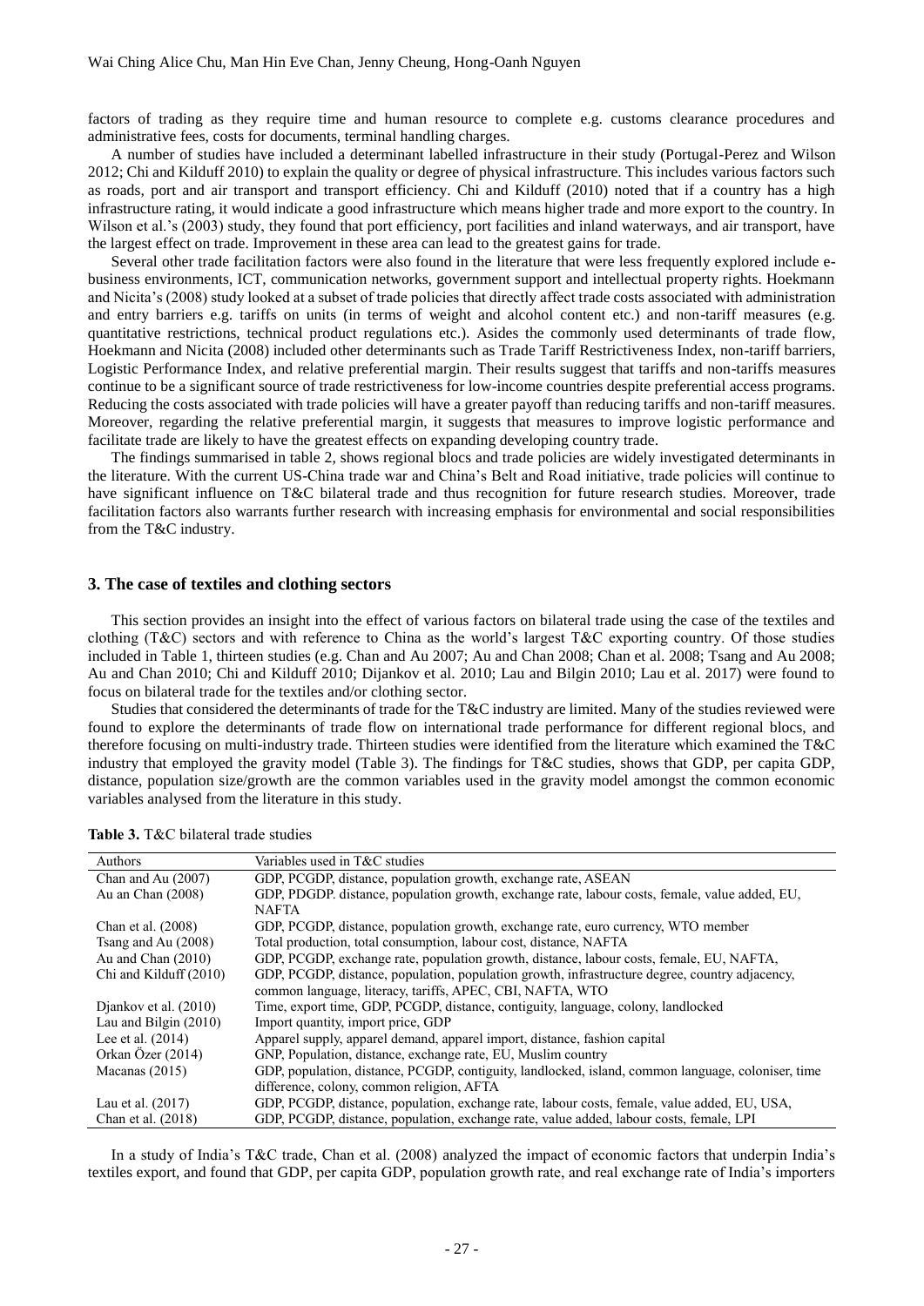factors of trading as they require time and human resource to complete e.g. customs clearance procedures and administrative fees, costs for documents, terminal handling charges.

A number of studies have included a determinant labelled infrastructure in their study (Portugal-Perez and Wilson 2012; Chi and Kilduff 2010) to explain the quality or degree of physical infrastructure. This includes various factors such as roads, port and air transport and transport efficiency. Chi and Kilduff (2010) noted that if a country has a high infrastructure rating, it would indicate a good infrastructure which means higher trade and more export to the country. In Wilson et al.'s (2003) study, they found that port efficiency, port facilities and inland waterways, and air transport, have the largest effect on trade. Improvement in these area can lead to the greatest gains for trade.

Several other trade facilitation factors were also found in the literature that were less frequently explored include e-business environments, ICT, communication networks, government support and intellectual property rights. Hoekmann and Nicita's (2008) study looked at a subset of trade policies that directly affect trade costs associated with administration and entry barriers e.g. tariffs on units (in terms of weight and alcohol content etc.) and non-tariff measures (e.g. quantitative restrictions, technical product regulations etc.). Asides the commonly used determinants of trade flow, Hoekmann and Nicita (2008) included other determinants such as Trade Tariff Restrictiveness Index, non-tariff barriers, Logistic Performance Index, and relative preferential margin. Their results suggest that tariffs and non-tariffs measures continue to be a significant source of trade restrictiveness for low-income countries despite preferential access programs. Reducing the costs associated with trade policies will have a greater payoff than reducing tariffs and non-tariff measures. Moreover, regarding the relative preferential margin, it suggests that measures to improve logistic performance and facilitate trade are likely to have the greatest effects on expanding developing country trade.

The findings summarised in table 2, shows regional blocs and trade policies are widely investigated determinants in the literature. With the current US-China trade war and China's Belt and Road initiative, trade policies will continue to have significant influence on T&C bilateral trade and thus recognition for future research studies. Moreover, trade facilitation factors also warrants further research with increasing emphasis for environmental and social responsibilities from the T&C industry.

## 3. The case of textiles and clothing sectors

This section provides an insight into the effect of various factors on bilateral trade using the case of the textiles and clothing (T&C) sectors and with reference to China as the world's largest T&C exporting country. Of those studies included in Table 1, thirteen studies (e.g. Chan and Au 2007; Au and Chan 2008; Chan et al. 2008; Tsang and Au 2008; Au and Chan 2010; Chi and Kilduff 2010; Dijankov et al. 2010; Lau and Bilgin 2010; Lau et al. 2017) were found to focus on bilateral trade for the textiles and/or clothing sector.

Studies that considered the determinants of trade for the T&C industry are limited. Many of the studies reviewed were found to explore the determinants of trade flow on international trade performance for different regional blocs, and therefore focusing on multi-industry trade. Thirteen studies were identified from the literature which examined the T&C industry that employed the gravity model (Table 3). The findings for T&C studies, shows that GDP, per capita GDP, distance, population size/growth are the common variables used in the gravity model amongst the common economic variables analysed from the literature in this study.

**Table 3.** T&C bilateral trade studies

| Authors | Variables used in T&C studies |
|---|---|
| Chan and Au (2007) | GDP, PCGDP, distance, population growth, exchange rate, ASEAN |
| Au an Chan (2008) | GDP, PDGDP. distance, population growth, exchange rate, labour costs, female, value added, EU, NAFTA |
| Chan et al. (2008) | GDP, PCGDP, distance, population growth, exchange rate, euro currency, WTO member |
| Tsang and Au (2008) | Total production, total consumption, labour cost, distance, NAFTA |
| Au and Chan (2010) | GDP, PCGDP, exchange rate, population growth, distance, labour costs, female, EU, NAFTA, |
| Chi and Kilduff (2010) | GDP, PCGDP, distance, population, population growth, infrastructure degree, country adjacency, common language, literacy, tariffs, APEC, CBI, NAFTA, WTO |
| Djankov et al. (2010) | Time, export time, GDP, PCGDP, distance, contiguity, language, colony, landlocked |
| Lau and Bilgin (2010) | Import quantity, import price, GDP |
| Lee et al. (2014) | Apparel supply, apparel demand, apparel import, distance, fashion capital |
| Orkan Özer (2014) | GNP, Population, distance, exchange rate, EU, Muslim country |
| Macanas (2015) | GDP, population, distance, PCGDP, contiguity, landlocked, island, common language, coloniser, time difference, colony, common religion, AFTA |
| Lau et al. (2017) | GDP, PCGDP, distance, population, exchange rate, labour costs, female, value added, EU, USA, |
| Chan et al. (2018) | GDP, PCGDP, distance, population, exchange rate, value added, labour costs, female, LPI |

In a study of India's T&C trade, Chan et al. (2008) analyzed the impact of economic factors that underpin India's textiles export, and found that GDP, per capita GDP, population growth rate, and real exchange rate of India's importers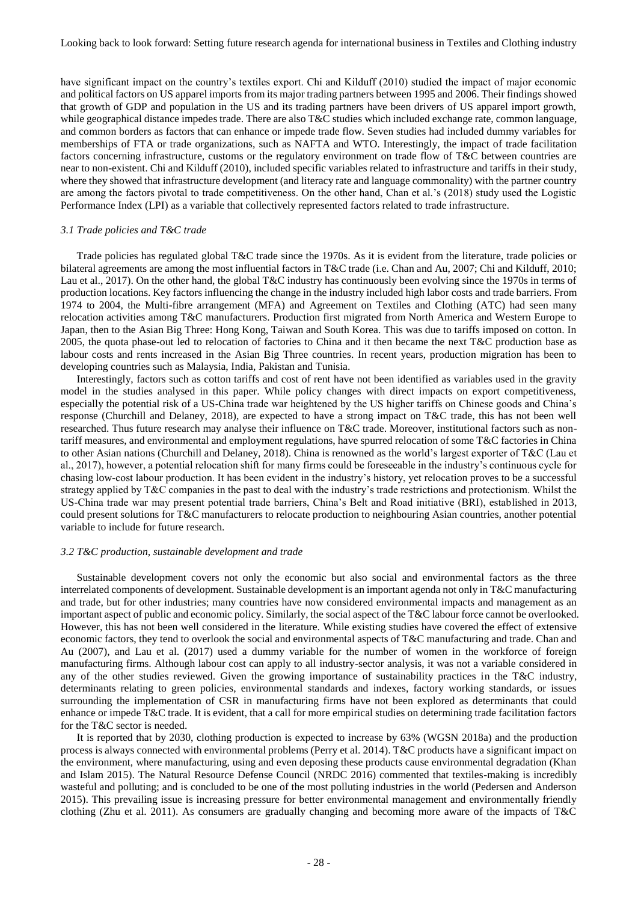have significant impact on the country's textiles export. Chi and Kilduff (2010) studied the impact of major economic and political factors on US apparel imports from its major trading partners between 1995 and 2006. Their findings showed that growth of GDP and population in the US and its trading partners have been drivers of US apparel import growth, while geographical distance impedes trade. There are also T&C studies which included exchange rate, common language, and common borders as factors that can enhance or impede trade flow. Seven studies had included dummy variables for memberships of FTA or trade organizations, such as NAFTA and WTO. Interestingly, the impact of trade facilitation factors concerning infrastructure, customs or the regulatory environment on trade flow of T&C between countries are near to non-existent. Chi and Kilduff (2010), included specific variables related to infrastructure and tariffs in their study, where they showed that infrastructure development (and literacy rate and language commonality) with the partner country are among the factors pivotal to trade competitiveness. On the other hand, Chan et al.'s (2018) study used the Logistic Performance Index (LPI) as a variable that collectively represented factors related to trade infrastructure.

### *3.1 Trade policies and T&C trade*

Trade policies has regulated global T&C trade since the 1970s. As it is evident from the literature, trade policies or bilateral agreements are among the most influential factors in T&C trade (i.e. Chan and Au, 2007; Chi and Kilduff, 2010; Lau et al., 2017). On the other hand, the global T&C industry has continuously been evolving since the 1970s in terms of production locations. Key factors influencing the change in the industry included high labor costs and trade barriers. From 1974 to 2004, the Multi-fibre arrangement (MFA) and Agreement on Textiles and Clothing (ATC) had seen many relocation activities among T&C manufacturers. Production first migrated from North America and Western Europe to Japan, then to the Asian Big Three: Hong Kong, Taiwan and South Korea. This was due to tariffs imposed on cotton. In 2005, the quota phase-out led to relocation of factories to China and it then became the next T&C production base as labour costs and rents increased in the Asian Big Three countries. In recent years, production migration has been to developing countries such as Malaysia, India, Pakistan and Tunisia.

Interestingly, factors such as cotton tariffs and cost of rent have not been identified as variables used in the gravity model in the studies analysed in this paper. While policy changes with direct impacts on export competitiveness, especially the potential risk of a US-China trade war heightened by the US higher tariffs on Chinese goods and China's response (Churchill and Delaney, 2018), are expected to have a strong impact on T&C trade, this has not been well researched. Thus future research may analyse their influence on T&C trade. Moreover, institutional factors such as non-tariff measures, and environmental and employment regulations, have spurred relocation of some T&C factories in China to other Asian nations (Churchill and Delaney, 2018). China is renowned as the world's largest exporter of T&C (Lau et al., 2017), however, a potential relocation shift for many firms could be foreseeable in the industry's continuous cycle for chasing low-cost labour production. It has been evident in the industry's history, yet relocation proves to be a successful strategy applied by T&C companies in the past to deal with the industry's trade restrictions and protectionism. Whilst the US-China trade war may present potential trade barriers, China's Belt and Road initiative (BRI), established in 2013, could present solutions for T&C manufacturers to relocate production to neighbouring Asian countries, another potential variable to include for future research.

### *3.2 T&C production, sustainable development and trade*

Sustainable development covers not only the economic but also social and environmental factors as the three interrelated components of development. Sustainable development is an important agenda not only in T&C manufacturing and trade, but for other industries; many countries have now considered environmental impacts and management as an important aspect of public and economic policy. Similarly, the social aspect of the T&C labour force cannot be overlooked. However, this has not been well considered in the literature. While existing studies have covered the effect of extensive economic factors, they tend to overlook the social and environmental aspects of T&C manufacturing and trade. Chan and Au (2007), and Lau et al. (2017) used a dummy variable for the number of women in the workforce of foreign manufacturing firms. Although labour cost can apply to all industry-sector analysis, it was not a variable considered in any of the other studies reviewed. Given the growing importance of sustainability practices in the T&C industry, determinants relating to green policies, environmental standards and indexes, factory working standards, or issues surrounding the implementation of CSR in manufacturing firms have not been explored as determinants that could enhance or impede T&C trade. It is evident, that a call for more empirical studies on determining trade facilitation factors for the T&C sector is needed.

It is reported that by 2030, clothing production is expected to increase by 63% (WGSN 2018a) and the production process is always connected with environmental problems (Perry et al. 2014). T&C products have a significant impact on the environment, where manufacturing, using and even deposing these products cause environmental degradation (Khan and Islam 2015). The Natural Resource Defense Council (NRDC 2016) commented that textiles-making is incredibly wasteful and polluting; and is concluded to be one of the most polluting industries in the world (Pedersen and Anderson 2015). This prevailing issue is increasing pressure for better environmental management and environmentally friendly clothing (Zhu et al. 2011). As consumers are gradually changing and becoming more aware of the impacts of T&C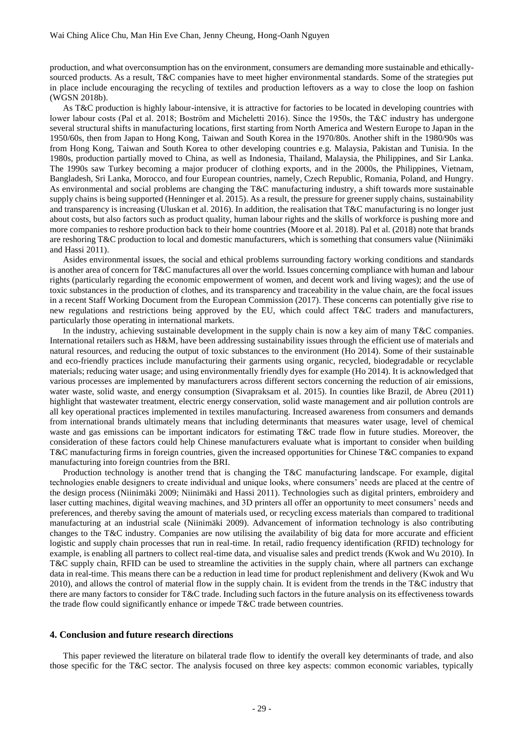production, and what overconsumption has on the environment, consumers are demanding more sustainable and ethically-sourced products. As a result, T&C companies have to meet higher environmental standards. Some of the strategies put in place include encouraging the recycling of textiles and production leftovers as a way to close the loop on fashion (WGSN 2018b).

As T&C production is highly labour-intensive, it is attractive for factories to be located in developing countries with lower labour costs (Pal et al. 2018; Boström and Micheletti 2016). Since the 1950s, the T&C industry has undergone several structural shifts in manufacturing locations, first starting from North America and Western Europe to Japan in the 1950/60s, then from Japan to Hong Kong, Taiwan and South Korea in the 1970/80s. Another shift in the 1980/90s was from Hong Kong, Taiwan and South Korea to other developing countries e.g. Malaysia, Pakistan and Tunisia. In the 1980s, production partially moved to China, as well as Indonesia, Thailand, Malaysia, the Philippines, and Sir Lanka. The 1990s saw Turkey becoming a major producer of clothing exports, and in the 2000s, the Philippines, Vietnam, Bangladesh, Sri Lanka, Morocco, and four European countries, namely, Czech Republic, Romania, Poland, and Hungry. As environmental and social problems are changing the T&C manufacturing industry, a shift towards more sustainable supply chains is being supported (Henninger et al. 2015). As a result, the pressure for greener supply chains, sustainability and transparency is increasing (Uluskan et al. 2016). In addition, the realisation that T&C manufacturing is no longer just about costs, but also factors such as product quality, human labour rights and the skills of workforce is pushing more and more companies to reshore production back to their home countries (Moore et al. 2018). Pal et al. (2018) note that brands are reshoring T&C production to local and domestic manufacturers, which is something that consumers value (Niinimäki and Hassi 2011).

Asides environmental issues, the social and ethical problems surrounding factory working conditions and standards is another area of concern for T&C manufactures all over the world. Issues concerning compliance with human and labour rights (particularly regarding the economic empowerment of women, and decent work and living wages); and the use of toxic substances in the production of clothes, and its transparency and traceability in the value chain, are the focal issues in a recent Staff Working Document from the European Commission (2017). These concerns can potentially give rise to new regulations and restrictions being approved by the EU, which could affect T&C traders and manufacturers, particularly those operating in international markets.

In the industry, achieving sustainable development in the supply chain is now a key aim of many T&C companies. International retailers such as H&M, have been addressing sustainability issues through the efficient use of materials and natural resources, and reducing the output of toxic substances to the environment (Ho 2014). Some of their sustainable and eco-friendly practices include manufacturing their garments using organic, recycled, biodegradable or recyclable materials; reducing water usage; and using environmentally friendly dyes for example (Ho 2014). It is acknowledged that various processes are implemented by manufacturers across different sectors concerning the reduction of air emissions, water waste, solid waste, and energy consumption (Sivapraksam et al. 2015). In counties like Brazil, de Abreu (2011) highlight that wastewater treatment, electric energy conservation, solid waste management and air pollution controls are all key operational practices implemented in textiles manufacturing. Increased awareness from consumers and demands from international brands ultimately means that including determinants that measures water usage, level of chemical waste and gas emissions can be important indicators for estimating T&C trade flow in future studies. Moreover, the consideration of these factors could help Chinese manufacturers evaluate what is important to consider when building T&C manufacturing firms in foreign countries, given the increased opportunities for Chinese T&C companies to expand manufacturing into foreign countries from the BRI.

Production technology is another trend that is changing the T&C manufacturing landscape. For example, digital technologies enable designers to create individual and unique looks, where consumers' needs are placed at the centre of the design process (Niinimäki 2009; Niinimäki and Hassi 2011). Technologies such as digital printers, embroidery and laser cutting machines, digital weaving machines, and 3D printers all offer an opportunity to meet consumers' needs and preferences, and thereby saving the amount of materials used, or recycling excess materials than compared to traditional manufacturing at an industrial scale (Niinimäki 2009). Advancement of information technology is also contributing changes to the T&C industry. Companies are now utilising the availability of big data for more accurate and efficient logistic and supply chain processes that run in real-time. In retail, radio frequency identification (RFID) technology for example, is enabling all partners to collect real-time data, and visualise sales and predict trends (Kwok and Wu 2010). In T&C supply chain, RFID can be used to streamline the activities in the supply chain, where all partners can exchange data in real-time. This means there can be a reduction in lead time for product replenishment and delivery (Kwok and Wu 2010), and allows the control of material flow in the supply chain. It is evident from the trends in the T&C industry that there are many factors to consider for T&C trade. Including such factors in the future analysis on its effectiveness towards the trade flow could significantly enhance or impede T&C trade between countries.

## 4. Conclusion and future research directions

This paper reviewed the literature on bilateral trade flow to identify the overall key determinants of trade, and also those specific for the T&C sector. The analysis focused on three key aspects: common economic variables, typically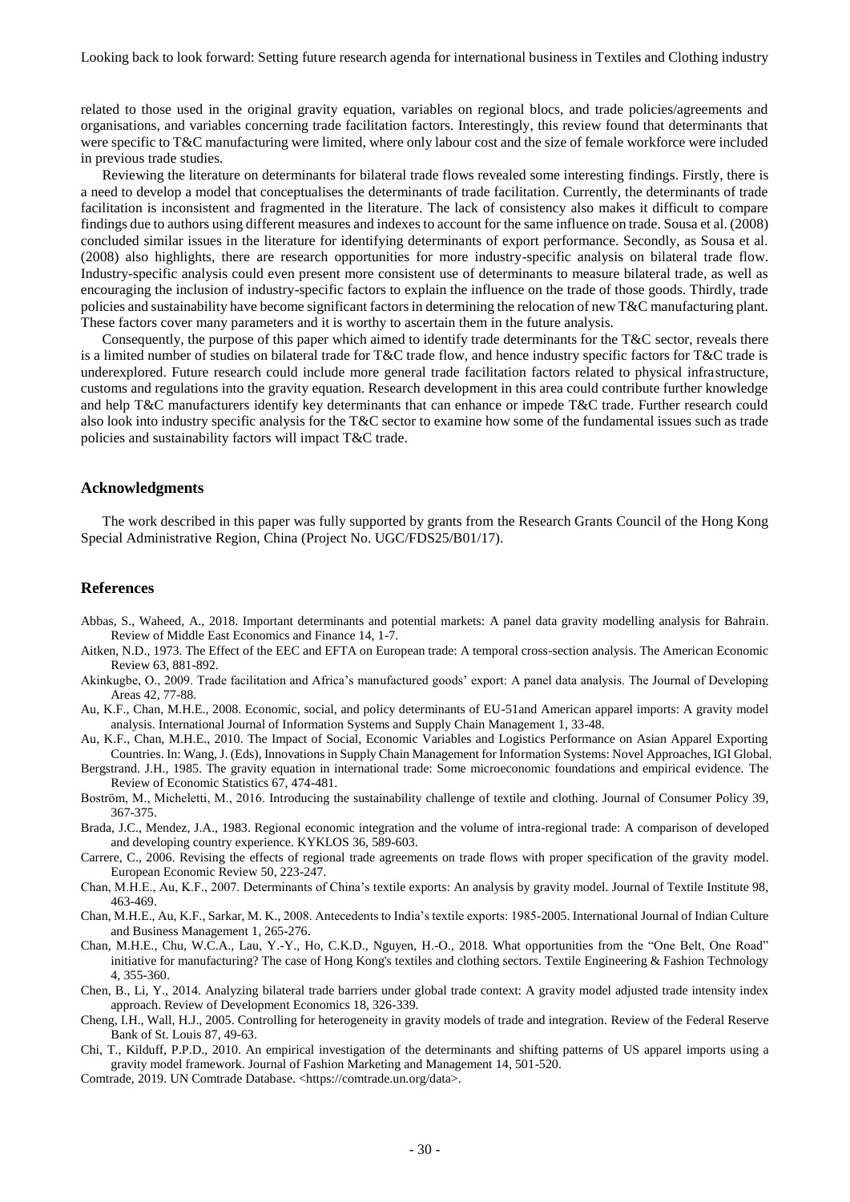related to those used in the original gravity equation, variables on regional blocs, and trade policies/agreements and organisations, and variables concerning trade facilitation factors. Interestingly, this review found that determinants that were specific to T&C manufacturing were limited, where only labour cost and the size of female workforce were included in previous trade studies.

Reviewing the literature on determinants for bilateral trade flows revealed some interesting findings. Firstly, there is a need to develop a model that conceptualises the determinants of trade facilitation. Currently, the determinants of trade facilitation is inconsistent and fragmented in the literature. The lack of consistency also makes it difficult to compare findings due to authors using different measures and indexes to account for the same influence on trade. Sousa et al. (2008) concluded similar issues in the literature for identifying determinants of export performance. Secondly, as Sousa et al. (2008) also highlights, there are research opportunities for more industry-specific analysis on bilateral trade flow. Industry-specific analysis could even present more consistent use of determinants to measure bilateral trade, as well as encouraging the inclusion of industry-specific factors to explain the influence on the trade of those goods. Thirdly, trade policies and sustainability have become significant factors in determining the relocation of new T&C manufacturing plant. These factors cover many parameters and it is worthy to ascertain them in the future analysis.

Consequently, the purpose of this paper which aimed to identify trade determinants for the T&C sector, reveals there is a limited number of studies on bilateral trade for T&C trade flow, and hence industry specific factors for T&C trade is underexplored. Future research could include more general trade facilitation factors related to physical infrastructure, customs and regulations into the gravity equation. Research development in this area could contribute further knowledge and help T&C manufacturers identify key determinants that can enhance or impede T&C trade. Further research could also look into industry specific analysis for the T&C sector to examine how some of the fundamental issues such as trade policies and sustainability factors will impact T&C trade.

## Acknowledgments

The work described in this paper was fully supported by grants from the Research Grants Council of the Hong Kong Special Administrative Region, China (Project No. UGC/FDS25/B01/17).

## References

Abbas, S., Waheed, A., 2018. Important determinants and potential markets: A panel data gravity modelling analysis for Bahrain. Review of Middle East Economics and Finance 14, 1-7.

Aitken, N.D., 1973. The Effect of the EEC and EFTA on European trade: A temporal cross-section analysis. The American Economic Review 63, 881-892.

Akinkugbe, O., 2009. Trade facilitation and Africa's manufactured goods' export: A panel data analysis. The Journal of Developing Areas 42, 77-88.

Au, K.F., Chan, M.H.E., 2008. Economic, social, and policy determinants of EU-51and American apparel imports: A gravity model analysis. International Journal of Information Systems and Supply Chain Management 1, 33-48.

Au, K.F., Chan, M.H.E., 2010. The Impact of Social, Economic Variables and Logistics Performance on Asian Apparel Exporting Countries. In: Wang, J. (Eds), Innovations in Supply Chain Management for Information Systems: Novel Approaches, IGI Global.

Bergstrand. J.H., 1985. The gravity equation in international trade: Some microeconomic foundations and empirical evidence. The Review of Economic Statistics 67, 474-481.

Boström, M., Micheletti, M., 2016. Introducing the sustainability challenge of textile and clothing. Journal of Consumer Policy 39, 367-375.

Brada, J.C., Mendez, J.A., 1983. Regional economic integration and the volume of intra-regional trade: A comparison of developed and developing country experience. KYKLOS 36, 589-603.

Carrere, C., 2006. Revising the effects of regional trade agreements on trade flows with proper specification of the gravity model. European Economic Review 50, 223-247.

Chan, M.H.E., Au, K.F., 2007. Determinants of China's textile exports: An analysis by gravity model. Journal of Textile Institute 98, 463-469.

Chan, M.H.E., Au, K.F., Sarkar, M. K., 2008. Antecedents to India's textile exports: 1985-2005. International Journal of Indian Culture and Business Management 1, 265-276.

Chan, M.H.E., Chu, W.C.A., Lau, Y.-Y., Ho, C.K.D., Nguyen, H.-O., 2018. What opportunities from the "One Belt, One Road" initiative for manufacturing? The case of Hong Kong's textiles and clothing sectors. Textile Engineering & Fashion Technology 4, 355-360.

Chen, B., Li, Y., 2014. Analyzing bilateral trade barriers under global trade context: A gravity model adjusted trade intensity index approach. Review of Development Economics 18, 326-339.

Cheng, I.H., Wall, H.J., 2005. Controlling for heterogeneity in gravity models of trade and integration. Review of the Federal Reserve Bank of St. Louis 87, 49-63.

Chi, T., Kilduff, P.P.D., 2010. An empirical investigation of the determinants and shifting patterns of US apparel imports using a gravity model framework. Journal of Fashion Marketing and Management 14, 501-520.

Comtrade, 2019. UN Comtrade Database. <https://comtrade.un.org/data>.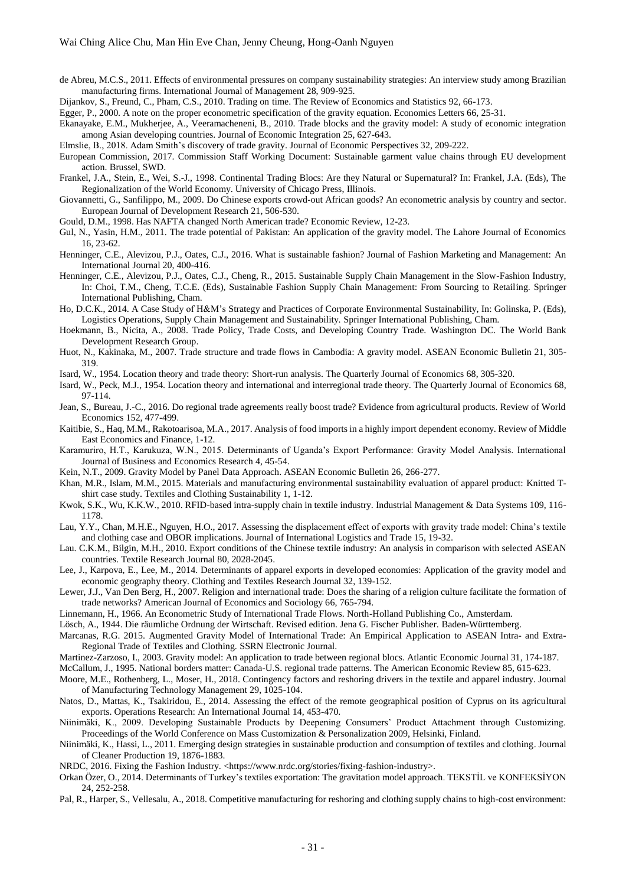de Abreu, M.C.S., 2011. Effects of environmental pressures on company sustainability strategies: An interview study among Brazilian manufacturing firms. International Journal of Management 28, 909-925.

Dijankov, S., Freund, C., Pham, C.S., 2010. Trading on time. The Review of Economics and Statistics 92, 66-173.

Egger, P., 2000. A note on the proper econometric specification of the gravity equation. Economics Letters 66, 25-31.

Ekanayake, E.M., Mukherjee, A., Veeramacheneni, B., 2010. Trade blocks and the gravity model: A study of economic integration among Asian developing countries. Journal of Economic Integration 25, 627-643.

Elmslie, B., 2018. Adam Smith's discovery of trade gravity. Journal of Economic Perspectives 32, 209-222.

European Commission, 2017. Commission Staff Working Document: Sustainable garment value chains through EU development action. Brussel, SWD.

Frankel, J.A., Stein, E., Wei, S.-J., 1998. Continental Trading Blocs: Are they Natural or Supernatural? In: Frankel, J.A. (Eds), The Regionalization of the World Economy. University of Chicago Press, Illinois.

Giovannetti, G., Sanfilippo, M., 2009. Do Chinese exports crowd-out African goods? An econometric analysis by country and sector. European Journal of Development Research 21, 506-530.

Gould, D.M., 1998. Has NAFTA changed North American trade? Economic Review, 12-23.

Gul, N., Yasin, H.M., 2011. The trade potential of Pakistan: An application of the gravity model. The Lahore Journal of Economics 16, 23-62.

Henninger, C.E., Alevizou, P.J., Oates, C.J., 2016. What is sustainable fashion? Journal of Fashion Marketing and Management: An International Journal 20, 400-416.

Henninger, C.E., Alevizou, P.J., Oates, C.J., Cheng, R., 2015. Sustainable Supply Chain Management in the Slow-Fashion Industry, In: Choi, T.M., Cheng, T.C.E. (Eds), Sustainable Fashion Supply Chain Management: From Sourcing to Retailing. Springer International Publishing, Cham.

Ho, D.C.K., 2014. A Case Study of H&M's Strategy and Practices of Corporate Environmental Sustainability, In: Golinska, P. (Eds), Logistics Operations, Supply Chain Management and Sustainability. Springer International Publishing, Cham.

Hoekmann, B., Nicita, A., 2008. Trade Policy, Trade Costs, and Developing Country Trade. Washington DC. The World Bank Development Research Group.

Huot, N., Kakinaka, M., 2007. Trade structure and trade flows in Cambodia: A gravity model. ASEAN Economic Bulletin 21, 305-319.

Isard, W., 1954. Location theory and trade theory: Short-run analysis. The Quarterly Journal of Economics 68, 305-320.

Isard, W., Peck, M.J., 1954. Location theory and international and interregional trade theory. The Quarterly Journal of Economics 68, 97-114.

Jean, S., Bureau, J.-C., 2016. Do regional trade agreements really boost trade? Evidence from agricultural products. Review of World Economics 152, 477-499.

Kaitibie, S., Haq, M.M., Rakotoarisoa, M.A., 2017. Analysis of food imports in a highly import dependent economy. Review of Middle East Economics and Finance, 1-12.

Karamuriro, H.T., Karukuza, W.N., 2015. Determinants of Uganda's Export Performance: Gravity Model Analysis. International Journal of Business and Economics Research 4, 45-54.

Kein, N.T., 2009. Gravity Model by Panel Data Approach. ASEAN Economic Bulletin 26, 266-277.

Khan, M.R., Islam, M.M., 2015. Materials and manufacturing environmental sustainability evaluation of apparel product: Knitted T-shirt case study. Textiles and Clothing Sustainability 1, 1-12.

Kwok, S.K., Wu, K.K.W., 2010. RFID-based intra-supply chain in textile industry. Industrial Management & Data Systems 109, 116-1178.

Lau, Y.Y., Chan, M.H.E., Nguyen, H.O., 2017. Assessing the displacement effect of exports with gravity trade model: China's textile and clothing case and OBOR implications. Journal of International Logistics and Trade 15, 19-32.

Lau. C.K.M., Bilgin, M.H., 2010. Export conditions of the Chinese textile industry: An analysis in comparison with selected ASEAN countries. Textile Research Journal 80, 2028-2045.

Lee, J., Karpova, E., Lee, M., 2014. Determinants of apparel exports in developed economies: Application of the gravity model and economic geography theory. Clothing and Textiles Research Journal 32, 139-152.

Lewer, J.J., Van Den Berg, H., 2007. Religion and international trade: Does the sharing of a religion culture facilitate the formation of trade networks? American Journal of Economics and Sociology 66, 765-794.

Linnemann, H., 1966. An Econometric Study of International Trade Flows. North-Holland Publishing Co., Amsterdam.

Lösch, A., 1944. Die räumliche Ordnung der Wirtschaft. Revised edition. Jena G. Fischer Publisher. Baden-Württemberg.

Marcanas, R.G. 2015. Augmented Gravity Model of International Trade: An Empirical Application to ASEAN Intra- and Extra-Regional Trade of Textiles and Clothing. SSRN Electronic Journal.

Martinez-Zarzoso, I., 2003. Gravity model: An application to trade between regional blocs. Atlantic Economic Journal 31, 174-187.

McCallum, J., 1995. National borders matter: Canada-U.S. regional trade patterns. The American Economic Review 85, 615-623.

Moore, M.E., Rothenberg, L., Moser, H., 2018. Contingency factors and reshoring drivers in the textile and apparel industry. Journal of Manufacturing Technology Management 29, 1025-104.

Natos, D., Mattas, K., Tsakiridou, E., 2014. Assessing the effect of the remote geographical position of Cyprus on its agricultural exports. Operations Research: An International Journal 14, 453-470.

Niinimäki, K., 2009. Developing Sustainable Products by Deepening Consumers' Product Attachment through Customizing. Proceedings of the World Conference on Mass Customization & Personalization 2009, Helsinki, Finland.

Niinimäki, K., Hassi, L., 2011. Emerging design strategies in sustainable production and consumption of textiles and clothing. Journal of Cleaner Production 19, 1876-1883.

NRDC, 2016. Fixing the Fashion Industry. <https://www.nrdc.org/stories/fixing-fashion-industry>.

Orkan Özer, O., 2014. Determinants of Turkey's textiles exportation: The gravitation model approach. TEKSTİL ve KONFEKSİYON 24, 252-258.

Pal, R., Harper, S., Vellesalu, A., 2018. Competitive manufacturing for reshoring and clothing supply chains to high-cost environment: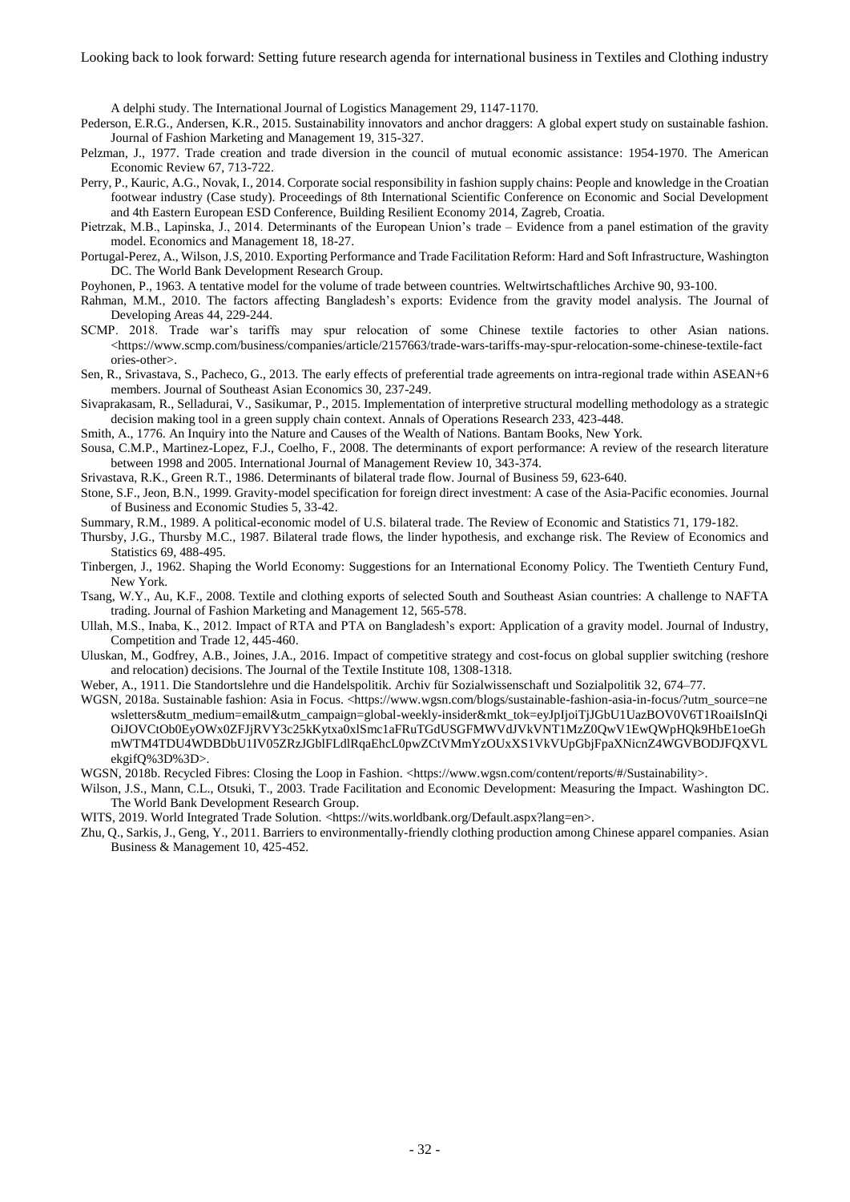A delphi study. The International Journal of Logistics Management 29, 1147-1170.

Pederson, E.R.G., Andersen, K.R., 2015. Sustainability innovators and anchor draggers: A global expert study on sustainable fashion. Journal of Fashion Marketing and Management 19, 315-327.

Pelzman, J., 1977. Trade creation and trade diversion in the council of mutual economic assistance: 1954-1970. The American Economic Review 67, 713-722.

Perry, P., Kauric, A.G., Novak, I., 2014. Corporate social responsibility in fashion supply chains: People and knowledge in the Croatian footwear industry (Case study). Proceedings of 8th International Scientific Conference on Economic and Social Development and 4th Eastern European ESD Conference, Building Resilient Economy 2014, Zagreb, Croatia.

Pietrzak, M.B., Lapinska, J., 2014. Determinants of the European Union's trade – Evidence from a panel estimation of the gravity model. Economics and Management 18, 18-27.

Portugal-Perez, A., Wilson, J.S, 2010. Exporting Performance and Trade Facilitation Reform: Hard and Soft Infrastructure, Washington DC. The World Bank Development Research Group.

Poyhonen, P., 1963. A tentative model for the volume of trade between countries. Weltwirtschaftliches Archive 90, 93-100.

Rahman, M.M., 2010. The factors affecting Bangladesh's exports: Evidence from the gravity model analysis. The Journal of Developing Areas 44, 229-244.

SCMP. 2018. Trade war's tariffs may spur relocation of some Chinese textile factories to other Asian nations. <https://www.scmp.com/business/companies/article/2157663/trade-wars-tariffs-may-spur-relocation-some-chinese-textile-factories-other>.

Sen, R., Srivastava, S., Pacheco, G., 2013. The early effects of preferential trade agreements on intra-regional trade within ASEAN+6 members. Journal of Southeast Asian Economics 30, 237-249.

Sivaprakasam, R., Selladurai, V., Sasikumar, P., 2015. Implementation of interpretive structural modelling methodology as a strategic decision making tool in a green supply chain context. Annals of Operations Research 233, 423-448.

Smith, A., 1776. An Inquiry into the Nature and Causes of the Wealth of Nations. Bantam Books, New York.

Sousa, C.M.P., Martinez-Lopez, F.J., Coelho, F., 2008. The determinants of export performance: A review of the research literature between 1998 and 2005. International Journal of Management Review 10, 343-374.

Srivastava, R.K., Green R.T., 1986. Determinants of bilateral trade flow. Journal of Business 59, 623-640.

Stone, S.F., Jeon, B.N., 1999. Gravity-model specification for foreign direct investment: A case of the Asia-Pacific economies. Journal of Business and Economic Studies 5, 33-42.

Summary, R.M., 1989. A political-economic model of U.S. bilateral trade. The Review of Economic and Statistics 71, 179-182.

Thursby, J.G., Thursby M.C., 1987. Bilateral trade flows, the linder hypothesis, and exchange risk. The Review of Economics and Statistics 69, 488-495.

Tinbergen, J., 1962. Shaping the World Economy: Suggestions for an International Economy Policy. The Twentieth Century Fund, New York.

Tsang, W.Y., Au, K.F., 2008. Textile and clothing exports of selected South and Southeast Asian countries: A challenge to NAFTA trading. Journal of Fashion Marketing and Management 12, 565-578.

Ullah, M.S., Inaba, K., 2012. Impact of RTA and PTA on Bangladesh's export: Application of a gravity model. Journal of Industry, Competition and Trade 12, 445-460.

Uluskan, M., Godfrey, A.B., Joines, J.A., 2016. Impact of competitive strategy and cost-focus on global supplier switching (reshore and relocation) decisions. The Journal of the Textile Institute 108, 1308-1318.

Weber, A., 1911. Die Standortslehre und die Handelspolitik. Archiv für Sozialwissenschaft und Sozialpolitik 32, 674–77.

WGSN, 2018a. Sustainable fashion: Asia in Focus. <https://www.wgsn.com/blogs/sustainable-fashion-asia-in-focus/?utm_source=newsletters&utm_medium=email&utm_campaign=global-weekly-insider&mkt_tok=eyJpIjoiTjJGbU1UazBOV0V6T1RoaiIsInQiOiJOVCtOb0EyOWx0ZFJjRVY3c25kKytxa0xlSmc1aFRuTGdUSGFMWVdJVkVNT1MzZ0QwV1EwQWpHQk9HbE1oeGhmWTM4TDU4WDBDbU1IV05ZRzJGblFLdlRqaEhcL0pwZCtVMmYzOUxXS1VkVUpGbjFpaXNicnZ4WGVBODJFQXVLekgifQ%3D%3D>.

WGSN, 2018b. Recycled Fibres: Closing the Loop in Fashion. <https://www.wgsn.com/content/reports/#/Sustainability>.

Wilson, J.S., Mann, C.L., Otsuki, T., 2003. Trade Facilitation and Economic Development: Measuring the Impact. Washington DC. The World Bank Development Research Group.

WITS, 2019. World Integrated Trade Solution. <https://wits.worldbank.org/Default.aspx?lang=en>.

Zhu, Q., Sarkis, J., Geng, Y., 2011. Barriers to environmentally-friendly clothing production among Chinese apparel companies. Asian Business & Management 10, 425-452.